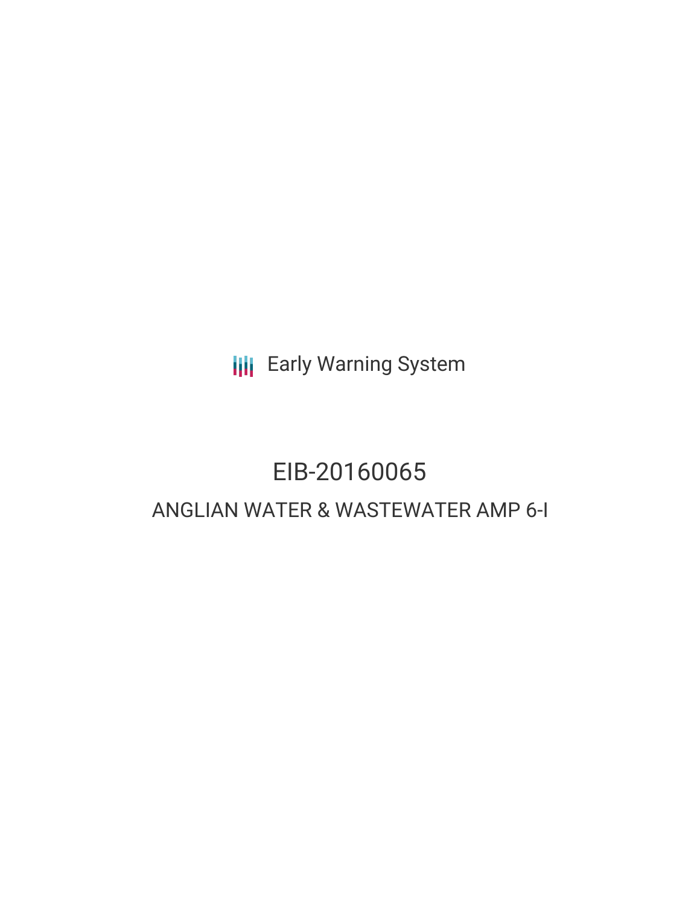Early Warning System

# EIB-20160065

## ANGLIAN WATER & WASTEWATER AMP 6-I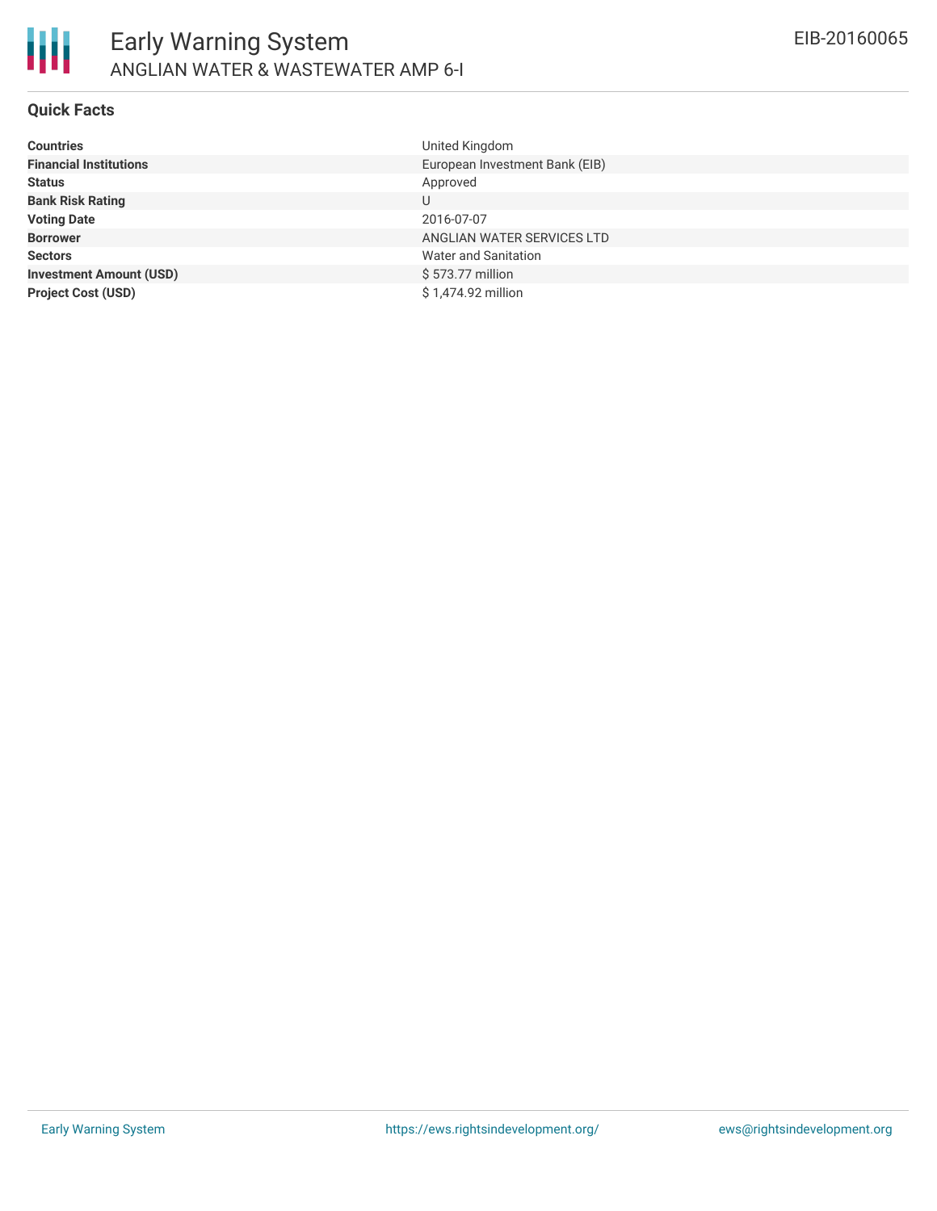## Quick Facts

| | |
|---|---|
| **Countries** | United Kingdom |
| **Financial Institutions** | European Investment Bank (EIB) |
| **Status** | Approved |
| **Bank Risk Rating** | U |
| **Voting Date** | 2016-07-07 |
| **Borrower** | ANGLIAN WATER SERVICES LTD |
| **Sectors** | Water and Sanitation |
| **Investment Amount (USD)** | $ 573.77 million |
| **Project Cost (USD)** | $ 1,474.92 million |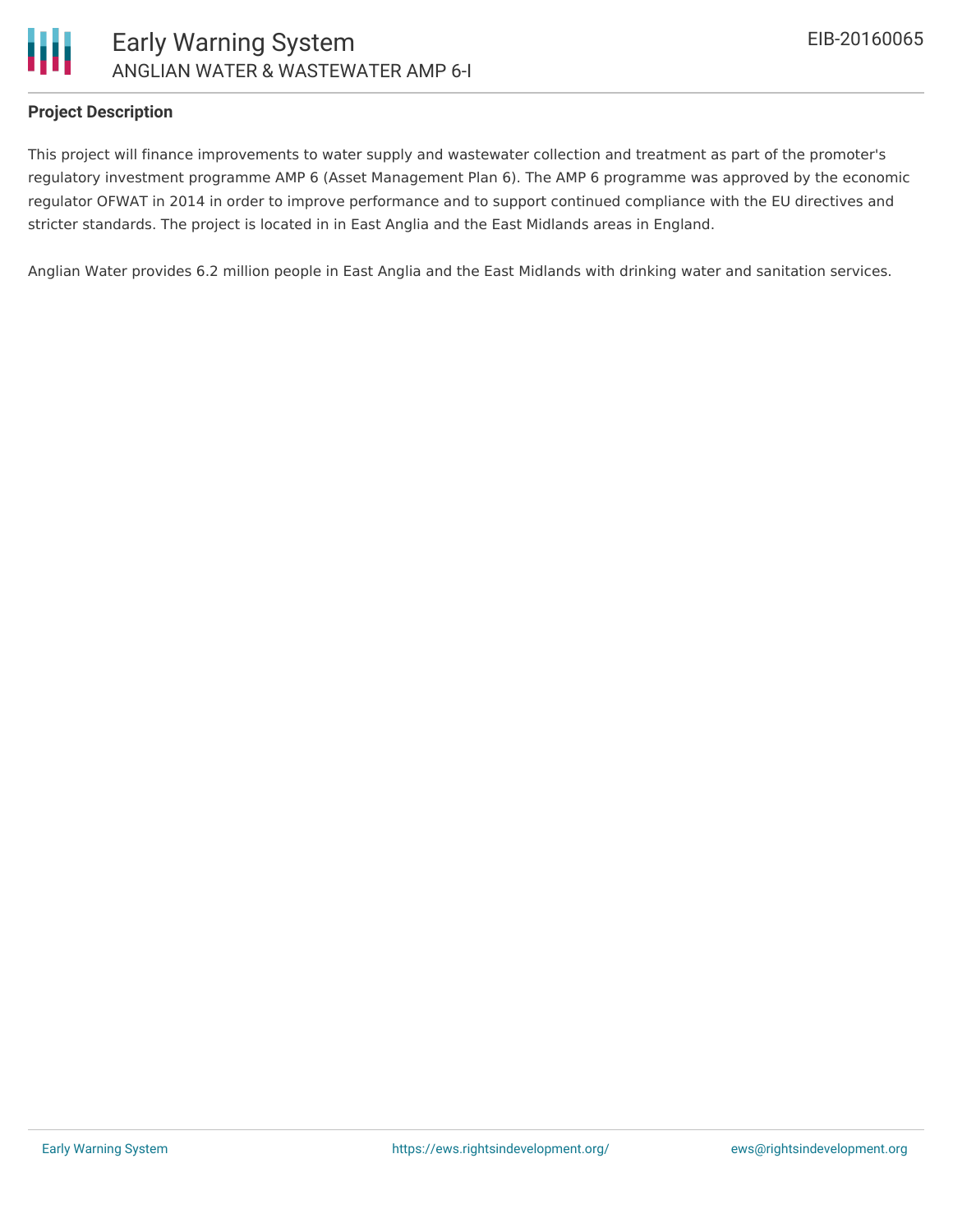## Project Description

This project will finance improvements to water supply and wastewater collection and treatment as part of the promoter's regulatory investment programme AMP 6 (Asset Management Plan 6). The AMP 6 programme was approved by the economic regulator OFWAT in 2014 in order to improve performance and to support continued compliance with the EU directives and stricter standards. The project is located in in East Anglia and the East Midlands areas in England.

Anglian Water provides 6.2 million people in East Anglia and the East Midlands with drinking water and sanitation services.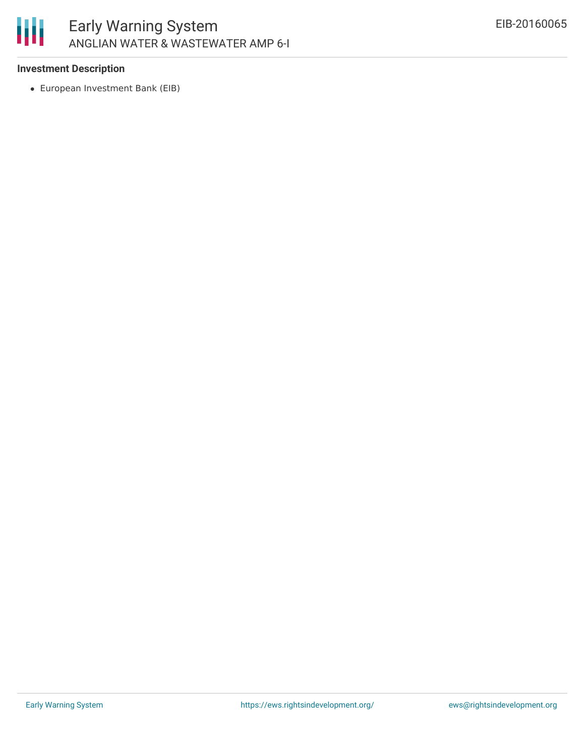### Investment Description

- European Investment Bank (EIB)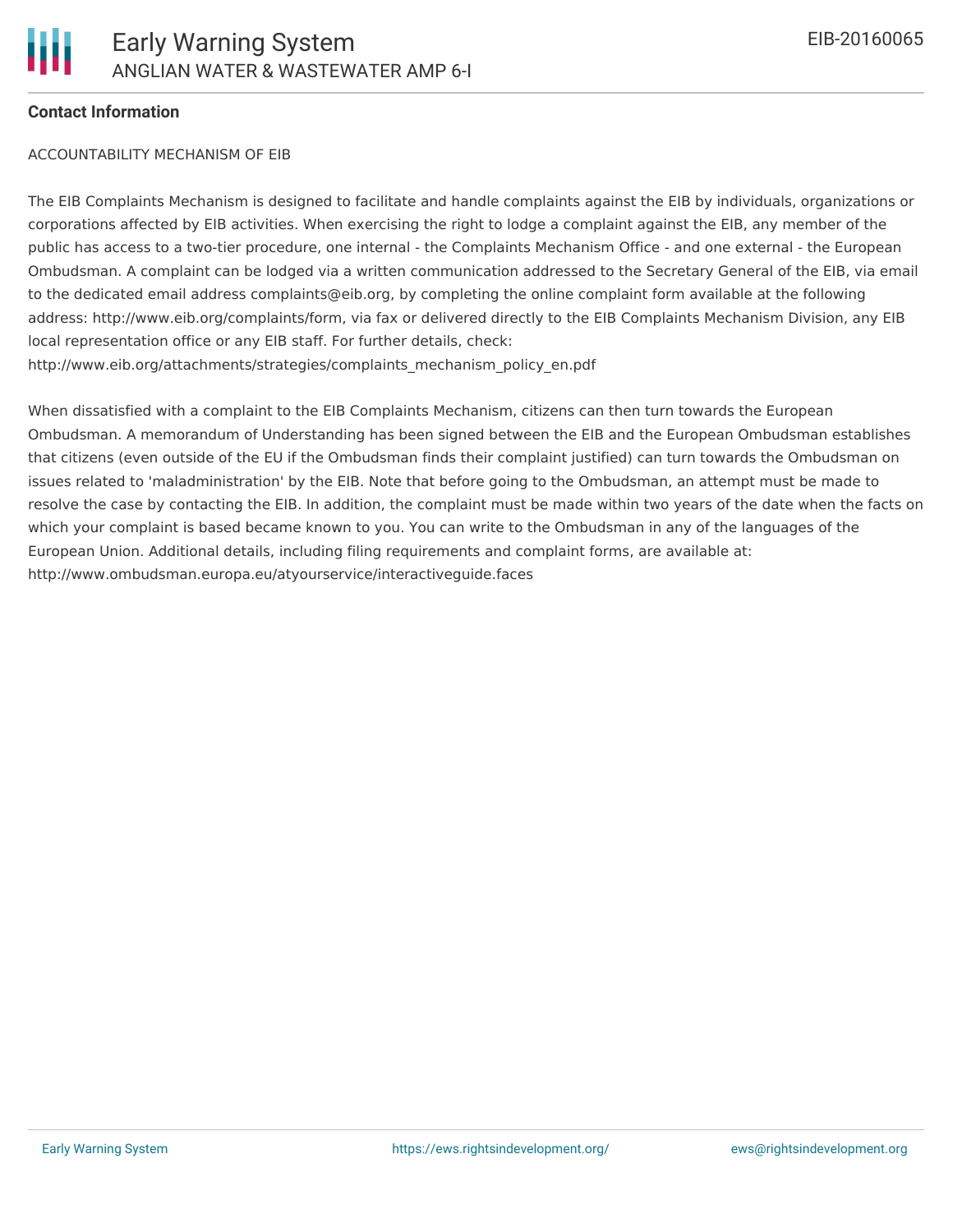**Contact Information**

ACCOUNTABILITY MECHANISM OF EIB

The EIB Complaints Mechanism is designed to facilitate and handle complaints against the EIB by individuals, organizations or corporations affected by EIB activities. When exercising the right to lodge a complaint against the EIB, any member of the public has access to a two-tier procedure, one internal - the Complaints Mechanism Office - and one external - the European Ombudsman. A complaint can be lodged via a written communication addressed to the Secretary General of the EIB, via email to the dedicated email address complaints@eib.org, by completing the online complaint form available at the following address: http://www.eib.org/complaints/form, via fax or delivered directly to the EIB Complaints Mechanism Division, any EIB local representation office or any EIB staff. For further details, check: http://www.eib.org/attachments/strategies/complaints_mechanism_policy_en.pdf

When dissatisfied with a complaint to the EIB Complaints Mechanism, citizens can then turn towards the European Ombudsman. A memorandum of Understanding has been signed between the EIB and the European Ombudsman establishes that citizens (even outside of the EU if the Ombudsman finds their complaint justified) can turn towards the Ombudsman on issues related to 'maladministration' by the EIB. Note that before going to the Ombudsman, an attempt must be made to resolve the case by contacting the EIB. In addition, the complaint must be made within two years of the date when the facts on which your complaint is based became known to you. You can write to the Ombudsman in any of the languages of the European Union. Additional details, including filing requirements and complaint forms, are available at: http://www.ombudsman.europa.eu/atyourservice/interactiveguide.faces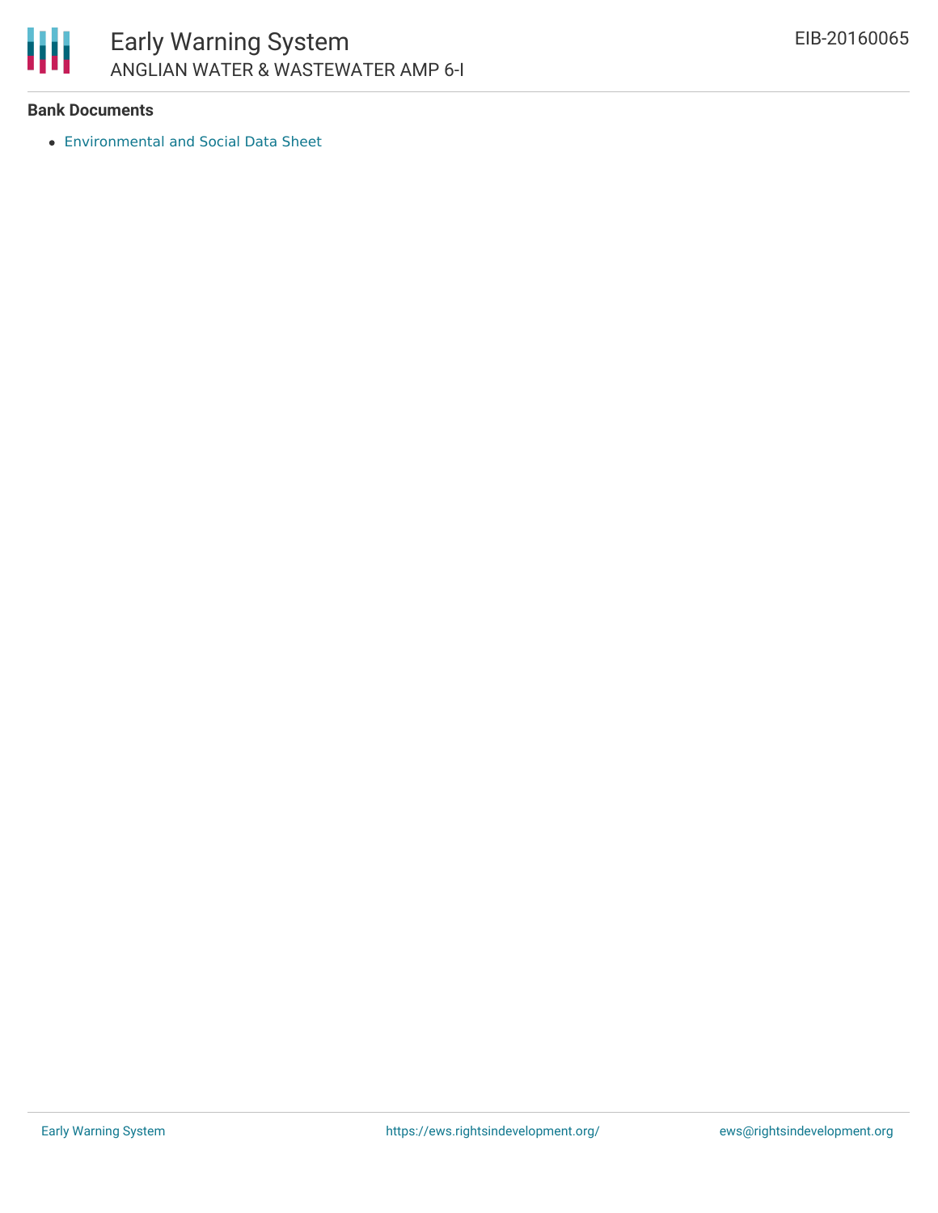**Bank Documents**

- Environmental and Social Data Sheet